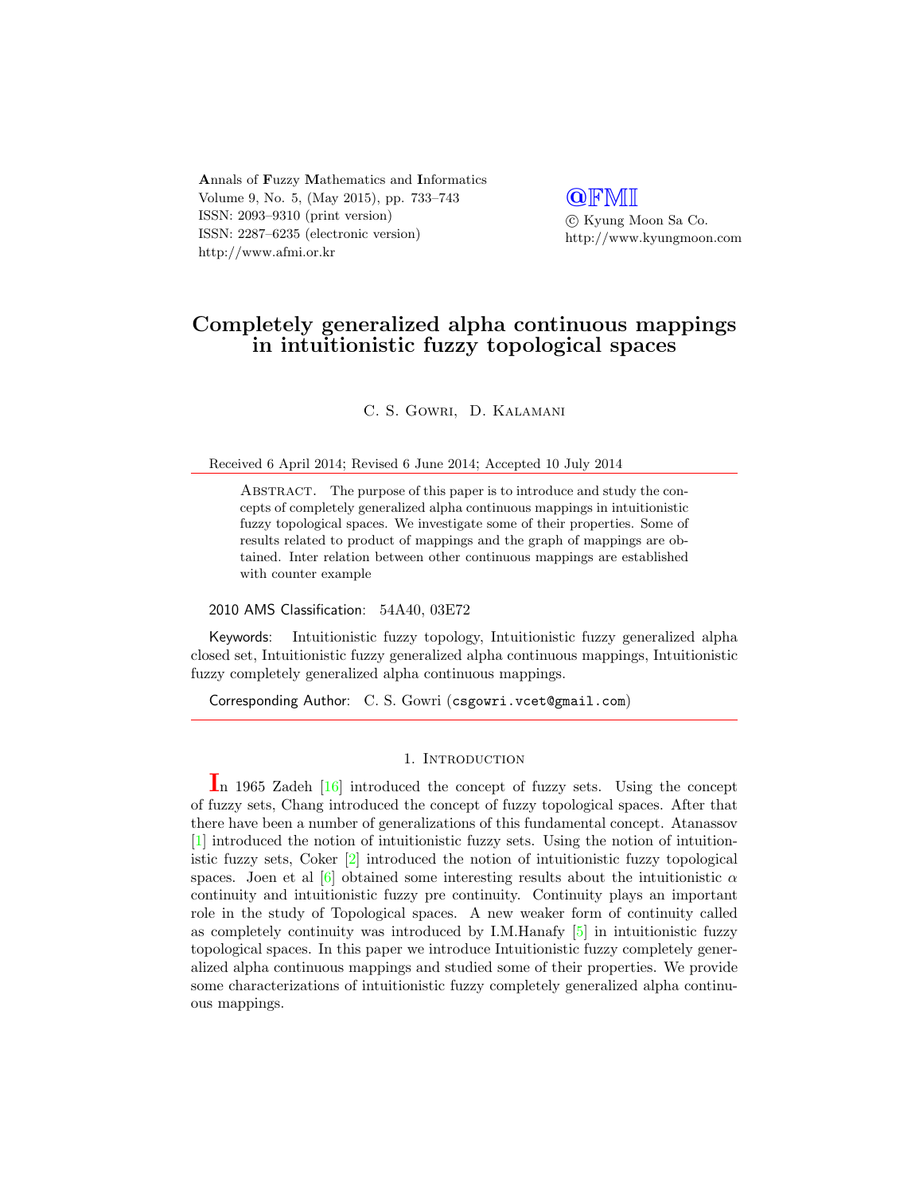# Completely generalized alpha continuous mappings in intuitionistic fuzzy topological spaces

C. S. Gowri, D. Kalamani

Received 6 April 2014; Revised 6 June 2014; Accepted 10 July 2014

Abstract. The purpose of this paper is to introduce and study the concepts of completely generalized alpha continuous mappings in intuitionistic fuzzy topological spaces. We investigate some of their properties. Some of results related to product of mappings and the graph of mappings are obtained. Inter relation between other continuous mappings are established with counter example

2010 AMS Classification: 54A40, 03E72

Keywords: Intuitionistic fuzzy topology, Intuitionistic fuzzy generalized alpha closed set, Intuitionistic fuzzy generalized alpha continuous mappings, Intuitionistic fuzzy completely generalized alpha continuous mappings.

Corresponding Author: C. S. Gowri (csgowri.vcet@gmail.com)

## 1. Introduction

In 1965 Zadeh [16] introduced the concept of fuzzy sets. Using the concept of fuzzy sets, Chang introduced the concept of fuzzy topological spaces. After that there have been a number of generalizations of this fundamental concept. Atanassov [1] introduced the notion of intuitionistic fuzzy sets. Using the notion of intuitionistic fuzzy sets, Coker [2] introduced the notion of intuitionistic fuzzy topological spaces. Joen et al [6] obtained some interesting results about the intuitionistic $\alpha$ continuity and intuitionistic fuzzy pre continuity. Continuity plays an important role in the study of Topological spaces. A new weaker form of continuity called as completely continuity was introduced by I.M.Hanafy [5] in intuitionistic fuzzy topological spaces. In this paper we introduce Intuitionistic fuzzy completely generalized alpha continuous mappings and studied some of their properties. We provide some characterizations of intuitionistic fuzzy completely generalized alpha continuous mappings.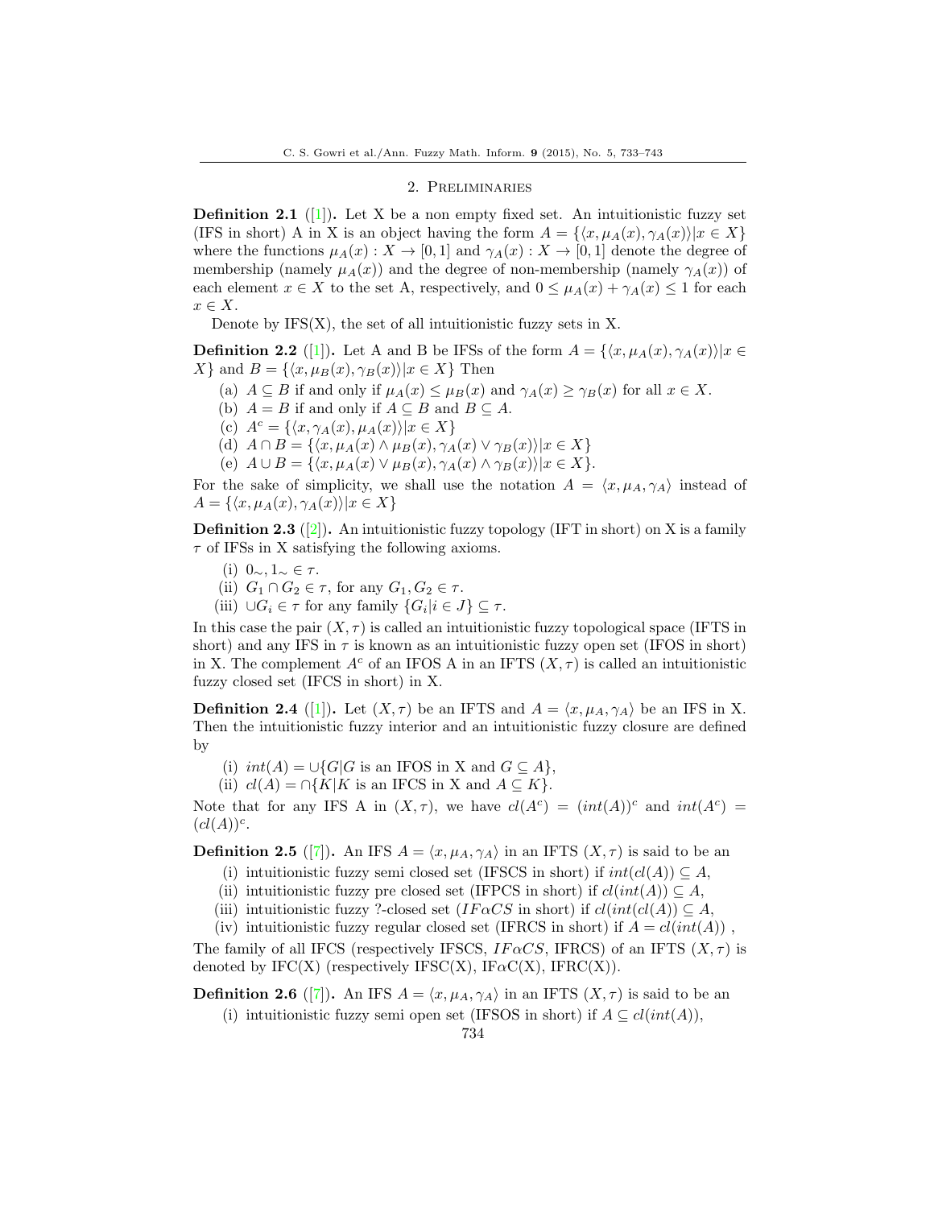## 2. Preliminaries

**Definition 2.1** ([1]). Let X be a non empty fixed set. An intuitionistic fuzzy set (IFS in short) A in X is an object having the form $A = \{\langle x, \mu_A(x), \gamma_A(x)\rangle | x \in X\}$ where the functions $\mu_A(x) : X \to [0,1]$ and $\gamma_A(x) : X \to [0,1]$ denote the degree of membership (namely $\mu_A(x)$) and the degree of non-membership (namely $\gamma_A(x)$) of each element $x \in X$ to the set A, respectively, and $0 \leq \mu_A(x) + \gamma_A(x) \leq 1$ for each $x \in X$.

Denote by IFS(X), the set of all intuitionistic fuzzy sets in X.

**Definition 2.2** ([1]). Let A and B be IFSs of the form $A = \{\langle x, \mu_A(x), \gamma_A(x)\rangle | x \in X\}$ and $B = \{\langle x, \mu_B(x), \gamma_B(x)\rangle | x \in X\}$ Then

(a) $A \subseteq B$ if and only if $\mu_A(x) \leq \mu_B(x)$ and $\gamma_A(x) \geq \gamma_B(x)$ for all $x \in X$.
(b) $A = B$ if and only if $A \subseteq B$ and $B \subseteq A$.
(c) $A^c = \{\langle x, \gamma_A(x), \mu_A(x)\rangle | x \in X\}$
(d) $A \cap B = \{\langle x, \mu_A(x) \wedge \mu_B(x), \gamma_A(x) \vee \gamma_B(x)\rangle | x \in X\}$
(e) $A \cup B = \{\langle x, \mu_A(x) \vee \mu_B(x), \gamma_A(x) \wedge \gamma_B(x)\rangle | x \in X\}$.

For the sake of simplicity, we shall use the notation $A = \langle x, \mu_A, \gamma_A\rangle$ instead of $A = \{\langle x, \mu_A(x), \gamma_A(x)\rangle | x \in X\}$

**Definition 2.3** ([2]). An intuitionistic fuzzy topology (IFT in short) on X is a family $\tau$ of IFSs in X satisfying the following axioms.

(i) $0_\sim, 1_\sim \in \tau$.
(ii) $G_1 \cap G_2 \in \tau$, for any $G_1, G_2 \in \tau$.
(iii) $\cup G_i \in \tau$ for any family $\{G_i | i \in J\} \subseteq \tau$.

In this case the pair $(X, \tau)$ is called an intuitionistic fuzzy topological space (IFTS in short) and any IFS in $\tau$ is known as an intuitionistic fuzzy open set (IFOS in short) in X. The complement $A^c$ of an IFOS A in an IFTS $(X, \tau)$ is called an intuitionistic fuzzy closed set (IFCS in short) in X.

**Definition 2.4** ([1]). Let $(X, \tau)$ be an IFTS and $A = \langle x, \mu_A, \gamma_A\rangle$ be an IFS in X. Then the intuitionistic fuzzy interior and an intuitionistic fuzzy closure are defined by

(i) $int(A) = \cup\{G | G$ is an IFOS in X and $G \subseteq A\}$,
(ii) $cl(A) = \cap\{K | K$ is an IFCS in X and $A \subseteq K\}$.

Note that for any IFS A in $(X, \tau)$, we have $cl(A^c) = (int(A))^c$ and $int(A^c) = (cl(A))^c$.

**Definition 2.5** ([7]). An IFS $A = \langle x, \mu_A, \gamma_A\rangle$ in an IFTS $(X, \tau)$ is said to be an

(i) intuitionistic fuzzy semi closed set (IFSCS in short) if $int(cl(A)) \subseteq A$,
(ii) intuitionistic fuzzy pre closed set (IFPCS in short) if $cl(int(A)) \subseteq A$,
(iii) intuitionistic fuzzy ?-closed set ($IF\alpha CS$ in short) if $cl(int(cl(A))) \subseteq A$,
(iv) intuitionistic fuzzy regular closed set (IFRCS in short) if $A = cl(int(A))$ ,

The family of all IFCS (respectively IFSCS, $IF\alpha CS$, IFRCS) of an IFTS $(X, \tau)$ is denoted by IFC(X) (respectively IFSC(X), IF$\alpha$C(X), IFRC(X)).

**Definition 2.6** ([7]). An IFS $A = \langle x, \mu_A, \gamma_A\rangle$ in an IFTS $(X, \tau)$ is said to be an

(i) intuitionistic fuzzy semi open set (IFSOS in short) if $A \subseteq cl(int(A))$,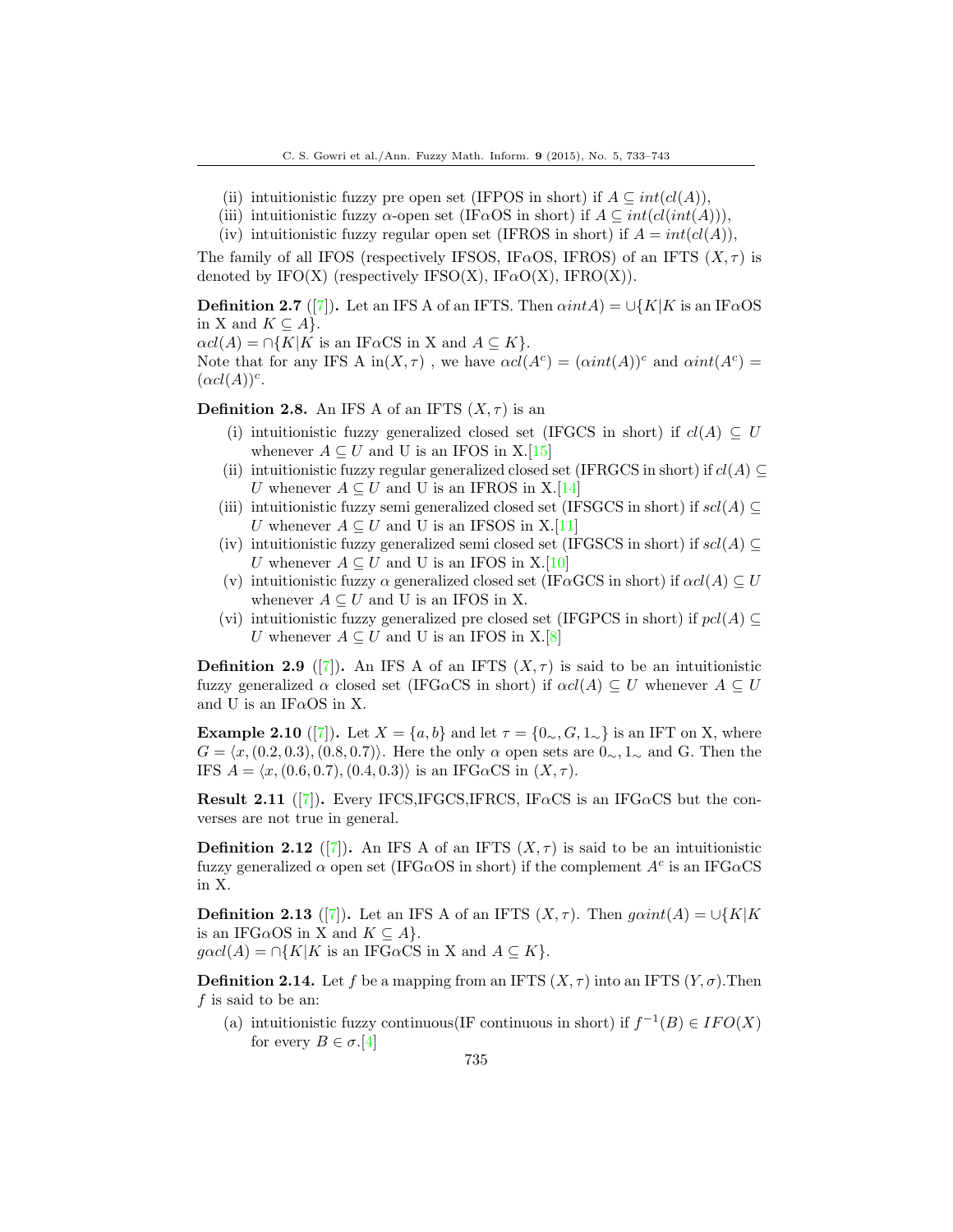(ii) intuitionistic fuzzy pre open set (IFPOS in short) if $A \subseteq int(cl(A))$,

(iii) intuitionistic fuzzy $\alpha$-open set (IF$\alpha$OS in short) if $A \subseteq int(cl(int(A)))$,

(iv) intuitionistic fuzzy regular open set (IFROS in short) if $A = int(cl(A))$,

The family of all IFOS (respectively IFSOS, IF$\alpha$OS, IFROS) of an IFTS $(X, \tau)$ is denoted by IFO(X) (respectively IFSO(X), IF$\alpha$O(X), IFRO(X)).

**Definition 2.7** ([7]). Let an IFS A of an IFTS. Then $\alpha intA) = \cup\{K|K$ is an IF$\alpha$OS in X and $K \subseteq A\}$.
$\alpha cl(A) = \cap\{K|K$ is an IF$\alpha$CS in X and $A \subseteq K\}$.
Note that for any IFS A in$(X, \tau)$ , we have $\alpha cl(A^c) = (\alpha int(A))^c$ and $\alpha int(A^c) = (\alpha cl(A))^c$.

**Definition 2.8.** An IFS A of an IFTS $(X, \tau)$ is an

(i) intuitionistic fuzzy generalized closed set (IFGCS in short) if $cl(A) \subseteq U$ whenever $A \subseteq U$ and U is an IFOS in X.[15]

(ii) intuitionistic fuzzy regular generalized closed set (IFRGCS in short) if $cl(A) \subseteq U$ whenever $A \subseteq U$ and U is an IFROS in X.[14]

(iii) intuitionistic fuzzy semi generalized closed set (IFSGCS in short) if $scl(A) \subseteq U$ whenever $A \subseteq U$ and U is an IFSOS in X.[11]

(iv) intuitionistic fuzzy generalized semi closed set (IFGSCS in short) if $scl(A) \subseteq U$ whenever $A \subseteq U$ and U is an IFOS in X.[10]

(v) intuitionistic fuzzy $\alpha$ generalized closed set (IF$\alpha$GCS in short) if $\alpha cl(A) \subseteq U$ whenever $A \subseteq U$ and U is an IFOS in X.

(vi) intuitionistic fuzzy generalized pre closed set (IFGPCS in short) if $pcl(A) \subseteq U$ whenever $A \subseteq U$ and U is an IFOS in X.[8]

**Definition 2.9** ([7]). An IFS A of an IFTS $(X, \tau)$ is said to be an intuitionistic fuzzy generalized $\alpha$ closed set (IFG$\alpha$CS in short) if $\alpha cl(A) \subseteq U$ whenever $A \subseteq U$ and U is an IF$\alpha$OS in X.

**Example 2.10** ([7]). Let $X = \{a, b\}$ and let $\tau = \{0_\sim, G, 1_\sim\}$ is an IFT on X, where $G = \langle x, (0.2, 0.3), (0.8, 0.7)\rangle$. Here the only $\alpha$ open sets are $0_\sim, 1_\sim$ and G. Then the IFS $A = \langle x, (0.6, 0.7), (0.4, 0.3)\rangle$ is an IFG$\alpha$CS in $(X, \tau)$.

**Result 2.11** ([7]). Every IFCS,IFGCS,IFRCS, IF$\alpha$CS is an IFG$\alpha$CS but the converses are not true in general.

**Definition 2.12** ([7]). An IFS A of an IFTS $(X, \tau)$ is said to be an intuitionistic fuzzy generalized $\alpha$ open set (IFG$\alpha$OS in short) if the complement $A^c$ is an IFG$\alpha$CS in X.

**Definition 2.13** ([7]). Let an IFS A of an IFTS $(X, \tau)$. Then $g\alpha int(A) = \cup\{K|K$ is an IFG$\alpha$OS in X and $K \subseteq A\}$.
$g\alpha cl(A) = \cap\{K|K$ is an IFG$\alpha$CS in X and $A \subseteq K\}$.

**Definition 2.14.** Let $f$ be a mapping from an IFTS $(X, \tau)$ into an IFTS $(Y, \sigma)$.Then $f$ is said to be an:

(a) intuitionistic fuzzy continuous(IF continuous in short) if $f^{-1}(B) \in IFO(X)$ for every $B \in \sigma$.[4]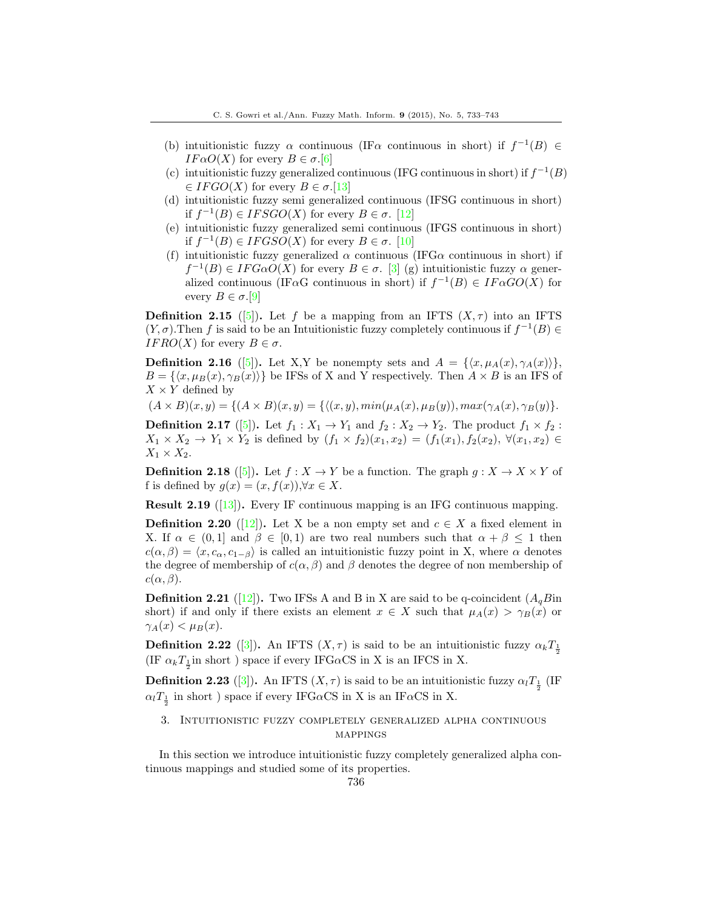(b) intuitionistic fuzzy $\alpha$ continuous (IF$\alpha$ continuous in short) if $f^{-1}(B) \in IF\alpha O(X)$ for every $B \in \sigma$.[6]

(c) intuitionistic fuzzy generalized continuous (IFG continuous in short) if $f^{-1}(B) \in IFGO(X)$ for every $B \in \sigma$.[13]

(d) intuitionistic fuzzy semi generalized continuous (IFSG continuous in short) if $f^{-1}(B) \in IFSGO(X)$ for every $B \in \sigma$. [12]

(e) intuitionistic fuzzy generalized semi continuous (IFGS continuous in short) if $f^{-1}(B) \in IFGSO(X)$ for every $B \in \sigma$. [10]

(f) intuitionistic fuzzy generalized $\alpha$ continuous (IFG$\alpha$ continuous in short) if $f^{-1}(B) \in IFG\alpha O(X)$ for every $B \in \sigma$. [3] (g) intuitionistic fuzzy $\alpha$ generalized continuous (IF$\alpha$G continuous in short) if $f^{-1}(B) \in IF\alpha GO(X)$ for every $B \in \sigma$.[9]

**Definition 2.15** ([5])**.** Let $f$ be a mapping from an IFTS $(X, \tau)$ into an IFTS $(Y, \sigma)$.Then $f$ is said to be an Intuitionistic fuzzy completely continuous if $f^{-1}(B) \in IFRO(X)$ for every $B \in \sigma$.

**Definition 2.16** ([5])**.** Let X,Y be nonempty sets and $A = \{\langle x, \mu_A(x), \gamma_A(x)\rangle\}$, $B = \{\langle x, \mu_B(x), \gamma_B(x)\rangle\}$ be IFSs of X and Y respectively. Then $A \times B$ is an IFS of $X \times Y$ defined by

$(A \times B)(x, y) = \{(A \times B)(x, y) = \{\langle (x, y), min(\mu_A(x), \mu_B(y)), max(\gamma_A(x), \gamma_B(y)\}$.

**Definition 2.17** ([5])**.** Let $f_1 : X_1 \to Y_1$ and $f_2 : X_2 \to Y_2$. The product $f_1 \times f_2 : X_1 \times X_2 \to Y_1 \times Y_2$ is defined by $(f_1 \times f_2)(x_1, x_2) = (f_1(x_1), f_2(x_2), \ \forall (x_1, x_2) \in X_1 \times X_2$.

**Definition 2.18** ([5])**.** Let $f : X \to Y$ be a function. The graph $g : X \to X \times Y$ of f is defined by $g(x) = (x, f(x)), \forall x \in X$.

**Result 2.19** ([13])**.** Every IF continuous mapping is an IFG continuous mapping.

**Definition 2.20** ([12])**.** Let X be a non empty set and $c \in X$ a fixed element in X. If $\alpha \in (0, 1]$ and $\beta \in [0, 1)$ are two real numbers such that $\alpha + \beta \leq 1$ then $c(\alpha, \beta) = \langle x, c_\alpha, c_{1-\beta}\rangle$ is called an intuitionistic fuzzy point in X, where $\alpha$ denotes the degree of membership of $c(\alpha, \beta)$ and $\beta$ denotes the degree of non membership of $c(\alpha, \beta)$.

**Definition 2.21** ([12])**.** Two IFSs A and B in X are said to be q-coincident ($A_q B$in short) if and only if there exists an element $x \in X$ such that $\mu_A(x) > \gamma_B(x)$ or $\gamma_A(x) < \mu_B(x)$.

**Definition 2.22** ([3])**.** An IFTS $(X, \tau)$ is said to be an intuitionistic fuzzy $\alpha_k T_{\frac{1}{2}}$ (IF $\alpha_k T_{\frac{1}{2}}$in short ) space if every IFG$\alpha$CS in X is an IFCS in X.

**Definition 2.23** ([3])**.** An IFTS $(X, \tau)$ is said to be an intuitionistic fuzzy $\alpha_l T_{\frac{1}{2}}$ (IF $\alpha_l T_{\frac{1}{2}}$ in short ) space if every IFG$\alpha$CS in X is an IF$\alpha$CS in X.

## 3. Intuitionistic fuzzy completely generalized alpha continuous mappings

In this section we introduce intuitionistic fuzzy completely generalized alpha continuous mappings and studied some of its properties.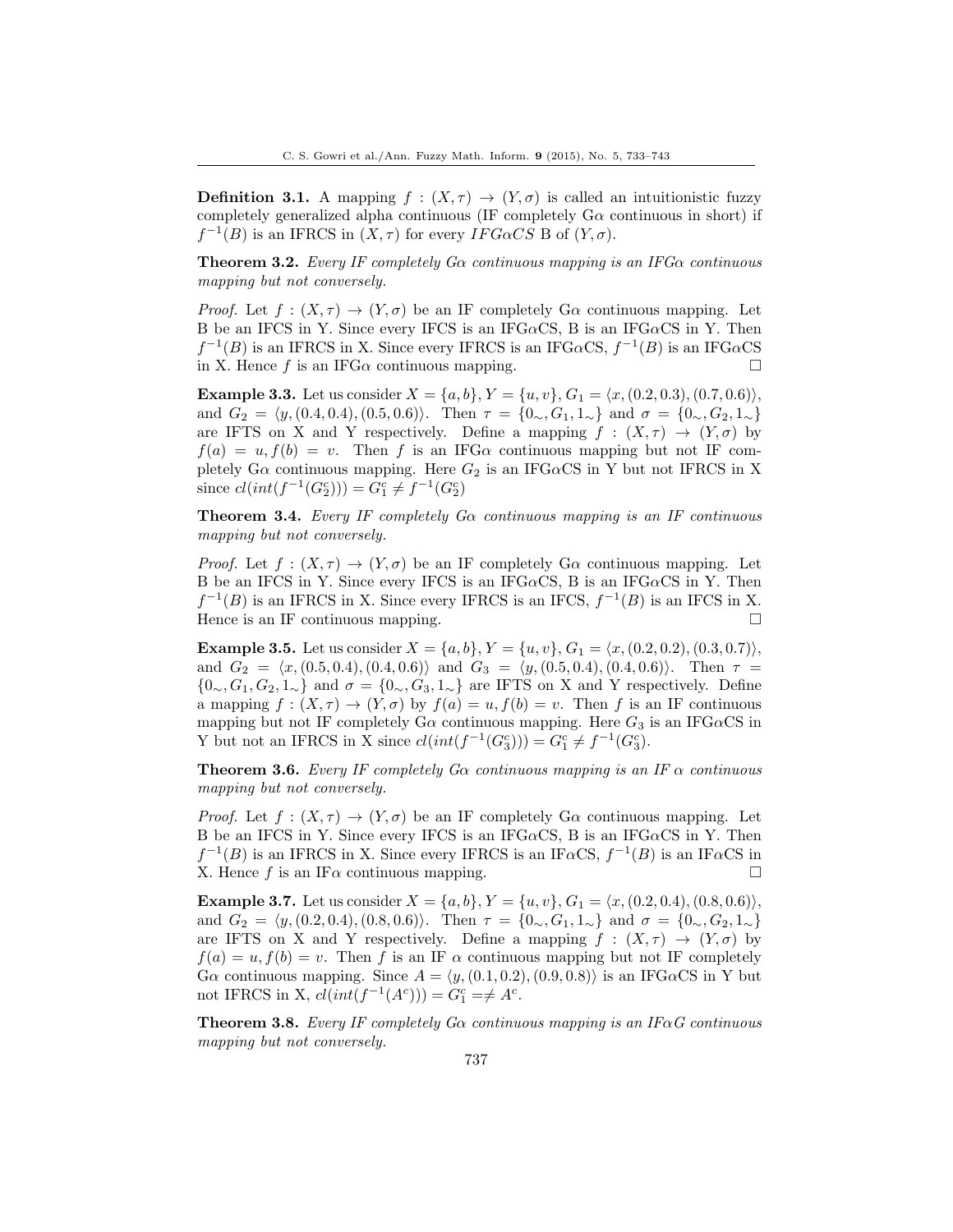**Definition 3.1.** A mapping $f : (X, \tau) \to (Y, \sigma)$ is called an intuitionistic fuzzy completely generalized alpha continuous (IF completely G$\alpha$ continuous in short) if $f^{-1}(B)$ is an IFRCS in $(X, \tau)$ for every $IFG\alpha CS$ B of $(Y, \sigma)$.

**Theorem 3.2.** *Every IF completely G$\alpha$ continuous mapping is an IFG$\alpha$ continuous mapping but not conversely.*

*Proof.* Let $f : (X, \tau) \to (Y, \sigma)$ be an IF completely G$\alpha$ continuous mapping. Let B be an IFCS in Y. Since every IFCS is an IFG$\alpha$CS, B is an IFG$\alpha$CS in Y. Then $f^{-1}(B)$ is an IFRCS in X. Since every IFRCS is an IFG$\alpha$CS, $f^{-1}(B)$ is an IFG$\alpha$CS in X. Hence $f$ is an IFG$\alpha$ continuous mapping. □

**Example 3.3.** Let us consider $X = \{a, b\}, Y = \{u, v\}, G_1 = \langle x, (0.2, 0.3), (0.7, 0.6)\rangle$, and $G_2 = \langle y, (0.4, 0.4), (0.5, 0.6)\rangle$. Then $\tau = \{0_\sim, G_1, 1_\sim\}$ and $\sigma = \{0_\sim, G_2, 1_\sim\}$ are IFTS on X and Y respectively. Define a mapping $f : (X, \tau) \to (Y, \sigma)$ by $f(a) = u, f(b) = v$. Then $f$ is an IFG$\alpha$ continuous mapping but not IF completely G$\alpha$ continuous mapping. Here $G_2$ is an IFG$\alpha$CS in Y but not IFRCS in X since $cl(int(f^{-1}(G_2^c))) = G_1^c \neq f^{-1}(G_2^c)$

**Theorem 3.4.** *Every IF completely G$\alpha$ continuous mapping is an IF continuous mapping but not conversely.*

*Proof.* Let $f : (X, \tau) \to (Y, \sigma)$ be an IF completely G$\alpha$ continuous mapping. Let B be an IFCS in Y. Since every IFCS is an IFG$\alpha$CS, B is an IFG$\alpha$CS in Y. Then $f^{-1}(B)$ is an IFRCS in X. Since every IFRCS is an IFCS, $f^{-1}(B)$ is an IFCS in X. Hence is an IF continuous mapping. □

**Example 3.5.** Let us consider $X = \{a, b\}, Y = \{u, v\}, G_1 = \langle x, (0.2, 0.2), (0.3, 0.7)\rangle$, and $G_2 = \langle x, (0.5, 0.4), (0.4, 0.6)\rangle$ and $G_3 = \langle y, (0.5, 0.4), (0.4, 0.6)\rangle$. Then $\tau = \{0_\sim, G_1, G_2, 1_\sim\}$ and $\sigma = \{0_\sim, G_3, 1_\sim\}$ are IFTS on X and Y respectively. Define a mapping $f : (X, \tau) \to (Y, \sigma)$ by $f(a) = u, f(b) = v$. Then $f$ is an IF continuous mapping but not IF completely G$\alpha$ continuous mapping. Here $G_3$ is an IFG$\alpha$CS in Y but not an IFRCS in X since $cl(int(f^{-1}(G_3^c))) = G_1^c \neq f^{-1}(G_3^c)$.

**Theorem 3.6.** *Every IF completely G$\alpha$ continuous mapping is an IF $\alpha$ continuous mapping but not conversely.*

*Proof.* Let $f : (X, \tau) \to (Y, \sigma)$ be an IF completely G$\alpha$ continuous mapping. Let B be an IFCS in Y. Since every IFCS is an IFG$\alpha$CS, B is an IFG$\alpha$CS in Y. Then $f^{-1}(B)$ is an IFRCS in X. Since every IFRCS is an IF$\alpha$CS, $f^{-1}(B)$ is an IF$\alpha$CS in X. Hence $f$ is an IF$\alpha$ continuous mapping. □

**Example 3.7.** Let us consider $X = \{a, b\}, Y = \{u, v\}, G_1 = \langle x, (0.2, 0.4), (0.8, 0.6)\rangle$, and $G_2 = \langle y, (0.2, 0.4), (0.8, 0.6)\rangle$. Then $\tau = \{0_\sim, G_1, 1_\sim\}$ and $\sigma = \{0_\sim, G_2, 1_\sim\}$ are IFTS on X and Y respectively. Define a mapping $f : (X, \tau) \to (Y, \sigma)$ by $f(a) = u, f(b) = v$. Then $f$ is an IF $\alpha$ continuous mapping but not IF completely G$\alpha$ continuous mapping. Since $A = \langle y, (0.1, 0.2), (0.9, 0.8)\rangle$ is an IFG$\alpha$CS in Y but not IFRCS in X, $cl(int(f^{-1}(A^c))) = G_1^c = \neq A^c$.

**Theorem 3.8.** *Every IF completely G$\alpha$ continuous mapping is an IF$\alpha$G continuous mapping but not conversely.*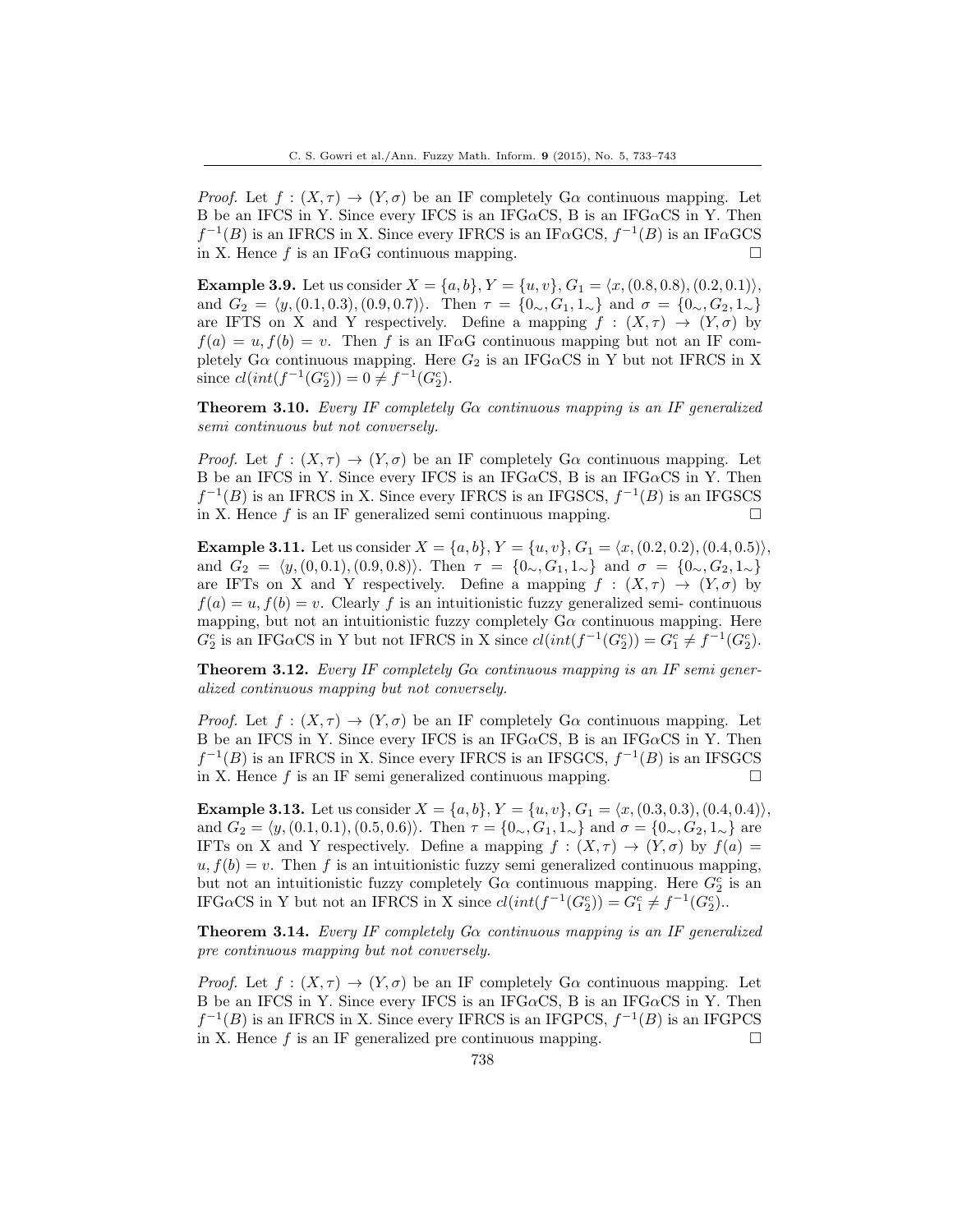*Proof.* Let $f : (X, \tau) \to (Y, \sigma)$ be an IF completely G$\alpha$ continuous mapping. Let B be an IFCS in Y. Since every IFCS is an IFG$\alpha$CS, B is an IFG$\alpha$CS in Y. Then $f^{-1}(B)$ is an IFRCS in X. Since every IFRCS is an IF$\alpha$GCS, $f^{-1}(B)$ is an IF$\alpha$GCS in X. Hence $f$ is an IF$\alpha$G continuous mapping. □

**Example 3.9.** Let us consider $X = \{a, b\}, Y = \{u, v\}, G_1 = \langle x, (0.8, 0.8), (0.2, 0.1)\rangle$, and $G_2 = \langle y, (0.1, 0.3), (0.9, 0.7)\rangle$. Then $\tau = \{0_\sim, G_1, 1_\sim\}$ and $\sigma = \{0_\sim, G_2, 1_\sim\}$ are IFTS on X and Y respectively. Define a mapping $f : (X, \tau) \to (Y, \sigma)$ by $f(a) = u, f(b) = v$. Then $f$ is an IF$\alpha$G continuous mapping but not an IF completely G$\alpha$ continuous mapping. Here $G_2$ is an IFG$\alpha$CS in Y but not IFRCS in X since $cl(int(f^{-1}(G_2^c)) = 0 \neq f^{-1}(G_2^c)$.

**Theorem 3.10.** *Every IF completely G$\alpha$ continuous mapping is an IF generalized semi continuous but not conversely.*

*Proof.* Let $f : (X, \tau) \to (Y, \sigma)$ be an IF completely G$\alpha$ continuous mapping. Let B be an IFCS in Y. Since every IFCS is an IFG$\alpha$CS, B is an IFG$\alpha$CS in Y. Then $f^{-1}(B)$ is an IFRCS in X. Since every IFRCS is an IFGSCS, $f^{-1}(B)$ is an IFGSCS in X. Hence $f$ is an IF generalized semi continuous mapping. □

**Example 3.11.** Let us consider $X = \{a, b\}, Y = \{u, v\}, G_1 = \langle x, (0.2, 0.2), (0.4, 0.5)\rangle$, and $G_2 = \langle y, (0, 0.1), (0.9, 0.8)\rangle$. Then $\tau = \{0_\sim, G_1, 1_\sim\}$ and $\sigma = \{0_\sim, G_2, 1_\sim\}$ are IFTs on X and Y respectively. Define a mapping $f : (X, \tau) \to (Y, \sigma)$ by $f(a) = u, f(b) = v$. Clearly $f$ is an intuitionistic fuzzy generalized semi- continuous mapping, but not an intuitionistic fuzzy completely G$\alpha$ continuous mapping. Here $G_2^c$ is an IFG$\alpha$CS in Y but not IFRCS in X since $cl(int(f^{-1}(G_2^c)) = G_1^c \neq f^{-1}(G_2^c)$.

**Theorem 3.12.** *Every IF completely G$\alpha$ continuous mapping is an IF semi generalized continuous mapping but not conversely.*

*Proof.* Let $f : (X, \tau) \to (Y, \sigma)$ be an IF completely G$\alpha$ continuous mapping. Let B be an IFCS in Y. Since every IFCS is an IFG$\alpha$CS, B is an IFG$\alpha$CS in Y. Then $f^{-1}(B)$ is an IFRCS in X. Since every IFRCS is an IFSGCS, $f^{-1}(B)$ is an IFSGCS in X. Hence $f$ is an IF semi generalized continuous mapping. □

**Example 3.13.** Let us consider $X = \{a, b\}, Y = \{u, v\}, G_1 = \langle x, (0.3, 0.3), (0.4, 0.4)\rangle$, and $G_2 = \langle y, (0.1, 0.1), (0.5, 0.6)\rangle$. Then $\tau = \{0_\sim, G_1, 1_\sim\}$ and $\sigma = \{0_\sim, G_2, 1_\sim\}$ are IFTs on X and Y respectively. Define a mapping $f : (X, \tau) \to (Y, \sigma)$ by $f(a) = u, f(b) = v$. Then $f$ is an intuitionistic fuzzy semi generalized continuous mapping, but not an intuitionistic fuzzy completely G$\alpha$ continuous mapping. Here $G_2^c$ is an IFG$\alpha$CS in Y but not an IFRCS in X since $cl(int(f^{-1}(G_2^c)) = G_1^c \neq f^{-1}(G_2^c)$..

**Theorem 3.14.** *Every IF completely G$\alpha$ continuous mapping is an IF generalized pre continuous mapping but not conversely.*

*Proof.* Let $f : (X, \tau) \to (Y, \sigma)$ be an IF completely G$\alpha$ continuous mapping. Let B be an IFCS in Y. Since every IFCS is an IFG$\alpha$CS, B is an IFG$\alpha$CS in Y. Then $f^{-1}(B)$ is an IFRCS in X. Since every IFRCS is an IFGPCS, $f^{-1}(B)$ is an IFGPCS in X. Hence $f$ is an IF generalized pre continuous mapping. □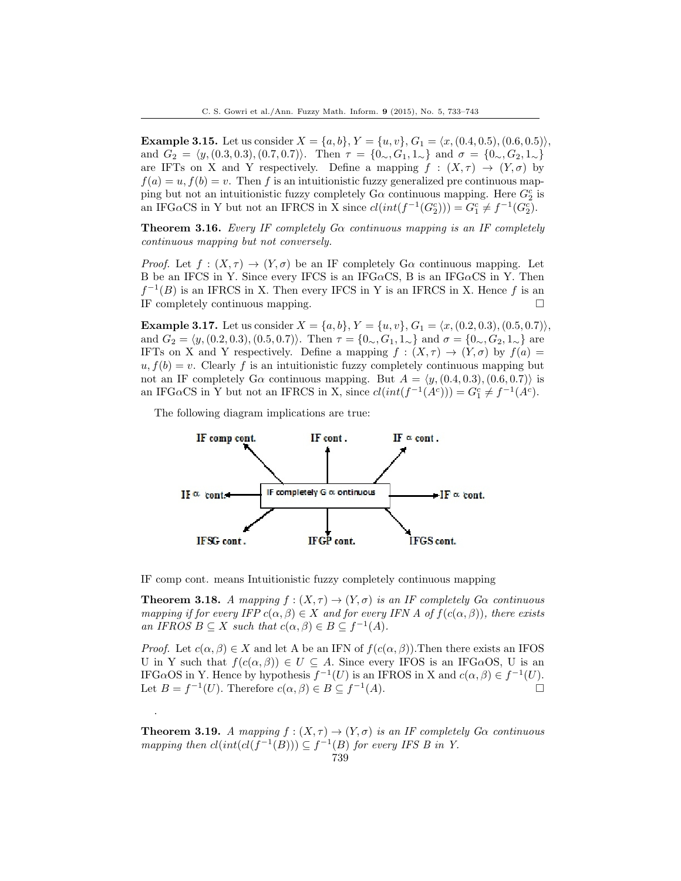**Example 3.15.** Let us consider $X = \{a, b\}$, $Y = \{u, v\}$, $G_1 = \langle x, (0.4, 0.5), (0.6, 0.5)\rangle$, and $G_2 = \langle y, (0.3, 0.3), (0.7, 0.7)\rangle$. Then $\tau = \{0_\sim, G_1, 1_\sim\}$ and $\sigma = \{0_\sim, G_2, 1_\sim\}$ are IFTs on X and Y respectively. Define a mapping $f : (X, \tau) \to (Y, \sigma)$ by $f(a) = u, f(b) = v$. Then $f$ is an intuitionistic fuzzy generalized pre continuous mapping but not an intuitionistic fuzzy completely G$\alpha$ continuous mapping. Here $G_2^c$ is an IFG$\alpha$CS in Y but not an IFRCS in X since $cl(int(f^{-1}(G_2^c))) = G_1^c \neq f^{-1}(G_2^c)$.

**Theorem 3.16.** *Every IF completely G$\alpha$ continuous mapping is an IF completely continuous mapping but not conversely.*

*Proof.* Let $f : (X, \tau) \to (Y, \sigma)$ be an IF completely G$\alpha$ continuous mapping. Let B be an IFCS in Y. Since every IFCS is an IFG$\alpha$CS, B is an IFG$\alpha$CS in Y. Then $f^{-1}(B)$ is an IFRCS in X. Then every IFCS in Y is an IFRCS in X. Hence $f$ is an IF completely continuous mapping. □

**Example 3.17.** Let us consider $X = \{a, b\}$, $Y = \{u, v\}$, $G_1 = \langle x, (0.2, 0.3), (0.5, 0.7)\rangle$, and $G_2 = \langle y, (0.2, 0.3), (0.5, 0.7)\rangle$. Then $\tau = \{0_\sim, G_1, 1_\sim\}$ and $\sigma = \{0_\sim, G_2, 1_\sim\}$ are IFTs on X and Y respectively. Define a mapping $f : (X, \tau) \to (Y, \sigma)$ by $f(a) = u, f(b) = v$. Clearly $f$ is an intuitionistic fuzzy completely continuous mapping but not an IF completely G$\alpha$ continuous mapping. But $A = \langle y, (0.4, 0.3), (0.6, 0.7)\rangle$ is an IFG$\alpha$CS in Y but not an IFRCS in X, since $cl(int(f^{-1}(A^c))) = G_1^c \neq f^{-1}(A^c)$.

The following diagram implications are true:

IF completely G α continuous → IF comp cont., IF cont., IF α cont., IF α cont., IF α cont., IFSG cont., IFGP cont., IFGS cont.

IF comp cont. means Intuitionistic fuzzy completely continuous mapping

**Theorem 3.18.** *A mapping $f : (X, \tau) \to (Y, \sigma)$ is an IF completely G$\alpha$ continuous mapping if for every IFP $c(\alpha, \beta) \in X$ and for every IFN A of $f(c(\alpha, \beta))$, there exists an IFROS $B \subseteq X$ such that $c(\alpha, \beta) \in B \subseteq f^{-1}(A)$.*

*Proof.* Let $c(\alpha, \beta) \in X$ and let A be an IFN of $f(c(\alpha, \beta))$. Then there exists an IFOS U in Y such that $f(c(\alpha, \beta)) \in U \subseteq A$. Since every IFOS is an IFG$\alpha$OS, U is an IFG$\alpha$OS in Y. Hence by hypothesis $f^{-1}(U)$ is an IFROS in X and $c(\alpha, \beta) \in f^{-1}(U)$. Let $B = f^{-1}(U)$. Therefore $c(\alpha, \beta) \in B \subseteq f^{-1}(A)$. □

.

**Theorem 3.19.** *A mapping $f : (X, \tau) \to (Y, \sigma)$ is an IF completely G$\alpha$ continuous mapping then $cl(int(cl(f^{-1}(B))) \subseteq f^{-1}(B)$ for every IFS B in Y.*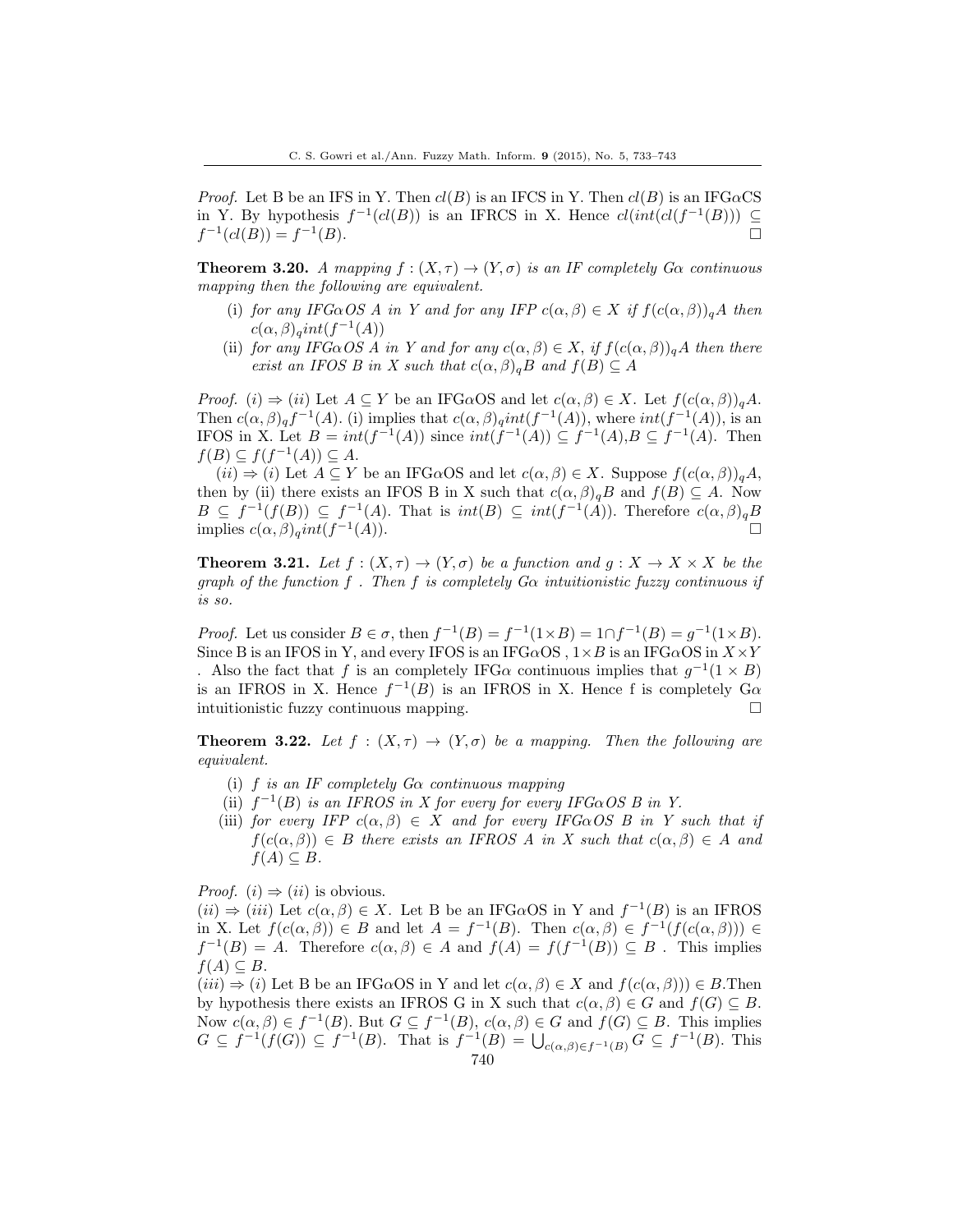*Proof.* Let B be an IFS in Y. Then $cl(B)$ is an IFCS in Y. Then $cl(B)$ is an IFG$\alpha$CS in Y. By hypothesis $f^{-1}(cl(B))$ is an IFRCS in X. Hence $cl(int(cl(f^{-1}(B))) \subseteq f^{-1}(cl(B)) = f^{-1}(B)$. □

**Theorem 3.20.** *A mapping $f : (X, \tau) \to (Y, \sigma)$ is an IF completely G$\alpha$ continuous mapping then the following are equivalent.*

(i) *for any IFG$\alpha$OS A in Y and for any IFP $c(\alpha, \beta) \in X$ if $f(c(\alpha, \beta))_q A$ then $c(\alpha, \beta)_q int(f^{-1}(A))$*

(ii) *for any IFG$\alpha$OS A in Y and for any $c(\alpha, \beta) \in X$, if $f(c(\alpha, \beta))_q A$ then there exist an IFOS B in X such that $c(\alpha, \beta)_q B$ and $f(B) \subseteq A$*

*Proof.* $(i) \Rightarrow (ii)$ Let $A \subseteq Y$ be an IFG$\alpha$OS and let $c(\alpha, \beta) \in X$. Let $f(c(\alpha, \beta))_q A$. Then $c(\alpha, \beta)_q f^{-1}(A)$. (i) implies that $c(\alpha, \beta)_q int(f^{-1}(A))$, where $int(f^{-1}(A))$, is an IFOS in X. Let $B = int(f^{-1}(A))$ since $int(f^{-1}(A)) \subseteq f^{-1}(A), B \subseteq f^{-1}(A)$. Then $f(B) \subseteq f(f^{-1}(A)) \subseteq A$.

$(ii) \Rightarrow (i)$ Let $A \subseteq Y$ be an IFG$\alpha$OS and let $c(\alpha, \beta) \in X$. Suppose $f(c(\alpha, \beta))_q A$, then by (ii) there exists an IFOS B in X such that $c(\alpha, \beta)_q B$ and $f(B) \subseteq A$. Now $B \subseteq f^{-1}(f(B)) \subseteq f^{-1}(A)$. That is $int(B) \subseteq int(f^{-1}(A))$. Therefore $c(\alpha, \beta)_q B$ implies $c(\alpha, \beta)_q int(f^{-1}(A))$. □

**Theorem 3.21.** *Let $f : (X, \tau) \to (Y, \sigma)$ be a function and $g : X \to X \times X$ be the graph of the function f . Then f is completely G$\alpha$ intuitionistic fuzzy continuous if is so.*

*Proof.* Let us consider $B \in \sigma$, then $f^{-1}(B) = f^{-1}(1 \times B) = 1 \cap f^{-1}(B) = g^{-1}(1 \times B)$. Since B is an IFOS in Y, and every IFOS is an IFG$\alpha$OS , $1 \times B$ is an IFG$\alpha$OS in $X \times Y$ . Also the fact that $f$ is an completely IFG$\alpha$ continuous implies that $g^{-1}(1 \times B)$ is an IFROS in X. Hence $f^{-1}(B)$ is an IFROS in X. Hence f is completely G$\alpha$ intuitionistic fuzzy continuous mapping. □

**Theorem 3.22.** *Let $f : (X, \tau) \to (Y, \sigma)$ be a mapping. Then the following are equivalent.*

(i) *f is an IF completely G$\alpha$ continuous mapping*

(ii) *$f^{-1}(B)$ is an IFROS in X for every for every IFG$\alpha$OS B in Y.*

(iii) *for every IFP $c(\alpha, \beta) \in X$ and for every IFG$\alpha$OS B in Y such that if $f(c(\alpha, \beta)) \in B$ there exists an IFROS A in X such that $c(\alpha, \beta) \in A$ and $f(A) \subseteq B$.*

*Proof.* $(i) \Rightarrow (ii)$ is obvious.
$(ii) \Rightarrow (iii)$ Let $c(\alpha, \beta) \in X$. Let B be an IFG$\alpha$OS in Y and $f^{-1}(B)$ is an IFROS in X. Let $f(c(\alpha, \beta)) \in B$ and let $A = f^{-1}(B)$. Then $c(\alpha, \beta) \in f^{-1}(f(c(\alpha, \beta))) \in f^{-1}(B) = A$. Therefore $c(\alpha, \beta) \in A$ and $f(A) = f(f^{-1}(B)) \subseteq B$ . This implies $f(A) \subseteq B$.
$(iii) \Rightarrow (i)$ Let B be an IFG$\alpha$OS in Y and let $c(\alpha, \beta) \in X$ and $f(c(\alpha, \beta))) \in B$.Then by hypothesis there exists an IFROS G in X such that $c(\alpha, \beta) \in G$ and $f(G) \subseteq B$. Now $c(\alpha, \beta) \in f^{-1}(B)$. But $G \subseteq f^{-1}(B)$, $c(\alpha, \beta) \in G$ and $f(G) \subseteq B$. This implies $G \subseteq f^{-1}(f(G)) \subseteq f^{-1}(B)$. That is $f^{-1}(B) = \bigcup_{c(\alpha,\beta) \in f^{-1}(B)} G \subseteq f^{-1}(B)$. This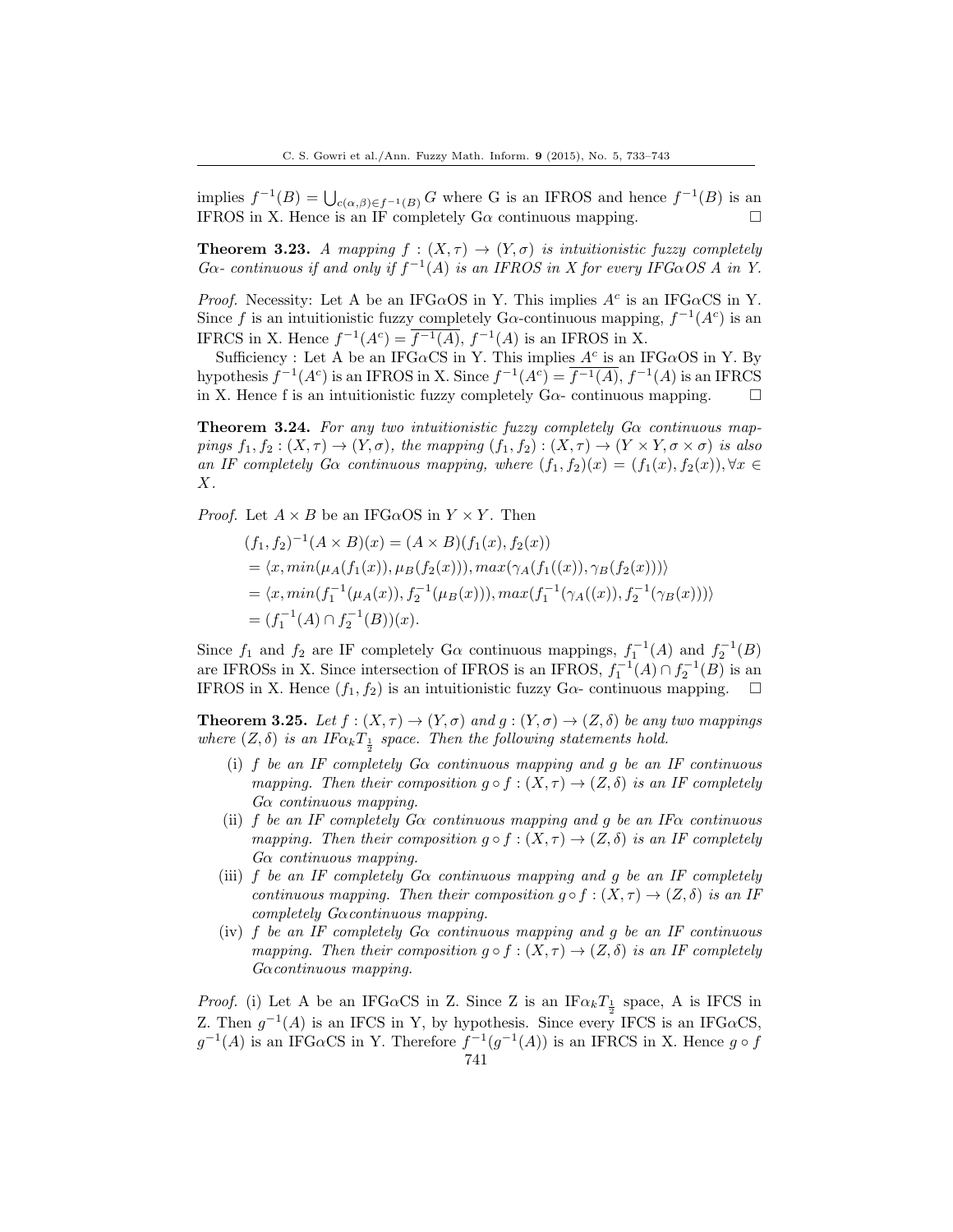implies $f^{-1}(B) = \bigcup_{c(\alpha,\beta)\in f^{-1}(B)} G$ where G is an IFROS and hence $f^{-1}(B)$ is an IFROS in X. Hence is an IF completely G$\alpha$ continuous mapping. □

**Theorem 3.23.** *A mapping $f : (X, \tau) \to (Y, \sigma)$ is intuitionistic fuzzy completely G$\alpha$- continuous if and only if $f^{-1}(A)$ is an IFROS in X for every IFG$\alpha$OS A in Y.*

*Proof.* Necessity: Let A be an IFG$\alpha$OS in Y. This implies $A^c$ is an IFG$\alpha$CS in Y. Since $f$ is an intuitionistic fuzzy completely G$\alpha$-continuous mapping, $f^{-1}(A^c)$ is an IFRCS in X. Hence $f^{-1}(A^c) = \overline{f^{-1}(A)}$, $f^{-1}(A)$ is an IFROS in X.

Sufficiency : Let A be an IFG$\alpha$CS in Y. This implies $A^c$ is an IFG$\alpha$OS in Y. By hypothesis $f^{-1}(A^c)$ is an IFROS in X. Since $f^{-1}(A^c) = \overline{f^{-1}(A)}$, $f^{-1}(A)$ is an IFRCS in X. Hence f is an intuitionistic fuzzy completely G$\alpha$- continuous mapping. □

**Theorem 3.24.** *For any two intuitionistic fuzzy completely G$\alpha$ continuous mappings $f_1, f_2 : (X, \tau) \to (Y, \sigma)$, the mapping $(f_1, f_2) : (X, \tau) \to (Y \times Y, \sigma \times \sigma)$ is also an IF completely G$\alpha$ continuous mapping, where $(f_1, f_2)(x) = (f_1(x), f_2(x)), \forall x \in X$.*

*Proof.* Let $A \times B$ be an IFG$\alpha$OS in $Y \times Y$. Then

$$
\begin{aligned}
&(f_1, f_2)^{-1}(A \times B)(x) = (A \times B)(f_1(x), f_2(x)) \\
&= \langle x, min(\mu_A(f_1(x)), \mu_B(f_2(x))), max(\gamma_A(f_1((x)), \gamma_B(f_2(x))))\rangle \\
&= \langle x, min(f_1^{-1}(\mu_A(x)), f_2^{-1}(\mu_B(x))), max(f_1^{-1}(\gamma_A((x)), f_2^{-1}(\gamma_B(x))))\rangle \\
&= (f_1^{-1}(A) \cap f_2^{-1}(B))(x).
\end{aligned}
$$

Since $f_1$ and $f_2$ are IF completely G$\alpha$ continuous mappings, $f_1^{-1}(A)$ and $f_2^{-1}(B)$ are IFROSs in X. Since intersection of IFROS is an IFROS, $f_1^{-1}(A) \cap f_2^{-1}(B)$ is an IFROS in X. Hence $(f_1, f_2)$ is an intuitionistic fuzzy G$\alpha$- continuous mapping. □

**Theorem 3.25.** *Let $f : (X, \tau) \to (Y, \sigma)$ and $g : (Y, \sigma) \to (Z, \delta)$ be any two mappings where $(Z, \delta)$ is an IF$\alpha_k T_{\frac{1}{2}}$ space. Then the following statements hold.*

- (i) *f be an IF completely G$\alpha$ continuous mapping and g be an IF continuous mapping. Then their composition $g \circ f : (X, \tau) \to (Z, \delta)$ is an IF completely G$\alpha$ continuous mapping.*
- (ii) *f be an IF completely G$\alpha$ continuous mapping and g be an IF$\alpha$ continuous mapping. Then their composition $g \circ f : (X, \tau) \to (Z, \delta)$ is an IF completely G$\alpha$ continuous mapping.*
- (iii) *f be an IF completely G$\alpha$ continuous mapping and g be an IF completely continuous mapping. Then their composition $g \circ f : (X, \tau) \to (Z, \delta)$ is an IF completely G$\alpha$continuous mapping.*
- (iv) *f be an IF completely G$\alpha$ continuous mapping and g be an IF continuous mapping. Then their composition $g \circ f : (X, \tau) \to (Z, \delta)$ is an IF completely G$\alpha$continuous mapping.*

*Proof.* (i) Let A be an IFG$\alpha$CS in Z. Since Z is an IF$\alpha_k T_{\frac{1}{2}}$ space, A is IFCS in Z. Then $g^{-1}(A)$ is an IFCS in Y, by hypothesis. Since every IFCS is an IFG$\alpha$CS, $g^{-1}(A)$ is an IFG$\alpha$CS in Y. Therefore $f^{-1}(g^{-1}(A))$ is an IFRCS in X. Hence $g \circ f$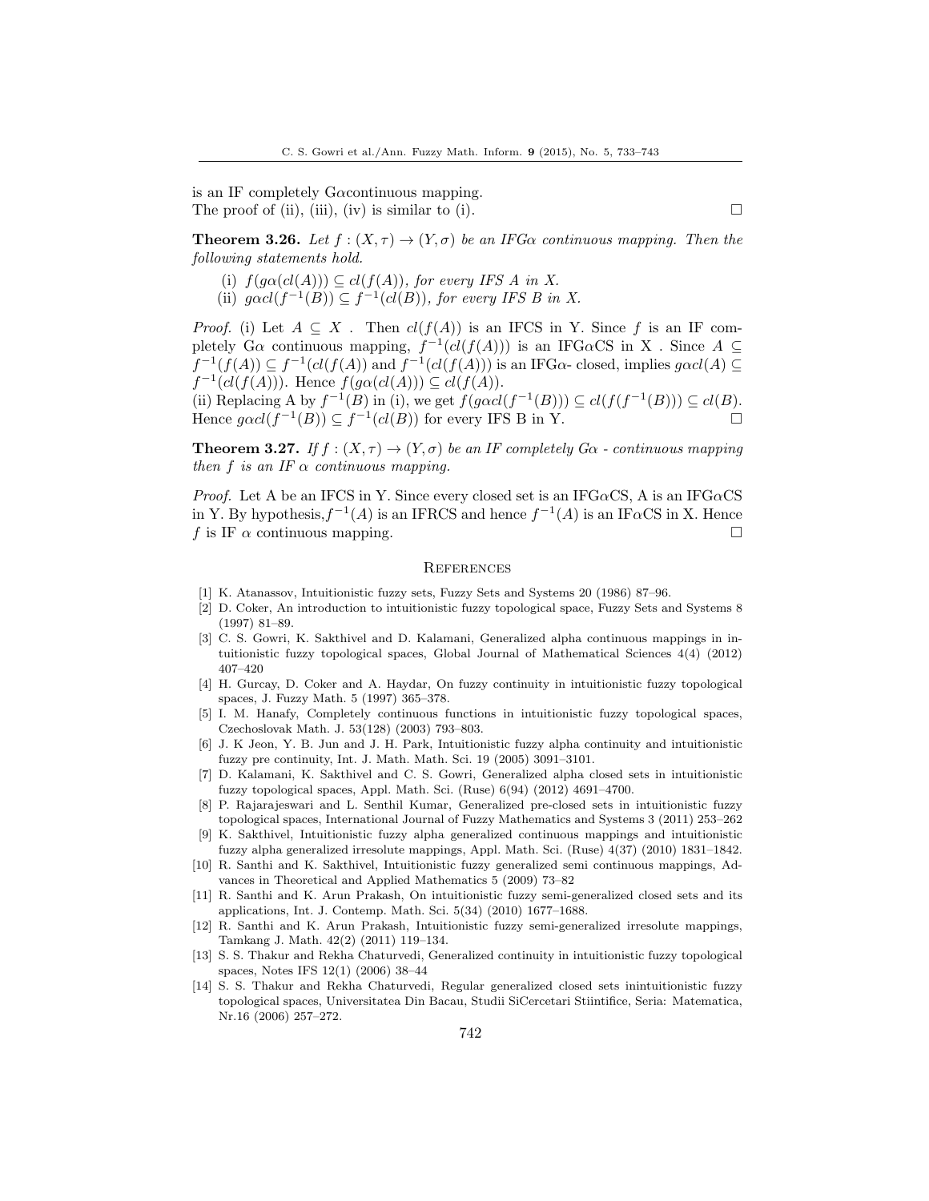is an IF completely G$\alpha$continuous mapping.
The proof of (ii), (iii), (iv) is similar to (i). $\square$

**Theorem 3.26.** *Let $f : (X, \tau) \to (Y, \sigma)$ be an IFG$\alpha$ continuous mapping. Then the following statements hold.*

(i) *$f(g\alpha(cl(A))) \subseteq cl(f(A))$, for every IFS A in X.*
(ii) *$g\alpha cl(f^{-1}(B)) \subseteq f^{-1}(cl(B))$, for every IFS B in X.*

*Proof.* (i) Let $A \subseteq X$ . Then $cl(f(A))$ is an IFCS in Y. Since $f$ is an IF completely G$\alpha$ continuous mapping, $f^{-1}(cl(f(A)))$ is an IFG$\alpha$CS in X . Since $A \subseteq f^{-1}(f(A)) \subseteq f^{-1}(cl(f(A))$ and $f^{-1}(cl(f(A)))$ is an IFG$\alpha$- closed, implies $g\alpha cl(A) \subseteq f^{-1}(cl(f(A)))$. Hence $f(g\alpha(cl(A))) \subseteq cl(f(A))$.
(ii) Replacing A by $f^{-1}(B)$ in (i), we get $f(g\alpha cl(f^{-1}(B))) \subseteq cl(f(f^{-1}(B))) \subseteq cl(B)$. Hence $g\alpha cl(f^{-1}(B)) \subseteq f^{-1}(cl(B))$ for every IFS B in Y. $\square$

**Theorem 3.27.** *If $f : (X, \tau) \to (Y, \sigma)$ be an IF completely G$\alpha$ - continuous mapping then f is an IF $\alpha$ continuous mapping.*

*Proof.* Let A be an IFCS in Y. Since every closed set is an IFG$\alpha$CS, A is an IFG$\alpha$CS in Y. By hypothesis,$f^{-1}(A)$ is an IFRCS and hence $f^{-1}(A)$ is an IF$\alpha$CS in X. Hence $f$ is IF $\alpha$ continuous mapping. $\square$

## References

[1] K. Atanassov, Intuitionistic fuzzy sets, Fuzzy Sets and Systems 20 (1986) 87–96.
[2] D. Coker, An introduction to intuitionistic fuzzy topological space, Fuzzy Sets and Systems 8 (1997) 81–89.
[3] C. S. Gowri, K. Sakthivel and D. Kalamani, Generalized alpha continuous mappings in intuitionistic fuzzy topological spaces, Global Journal of Mathematical Sciences 4(4) (2012) 407–420
[4] H. Gurcay, D. Coker and A. Haydar, On fuzzy continuity in intuitionistic fuzzy topological spaces, J. Fuzzy Math. 5 (1997) 365–378.
[5] I. M. Hanafy, Completely continuous functions in intuitionistic fuzzy topological spaces, Czechoslovak Math. J. 53(128) (2003) 793–803.
[6] J. K Jeon, Y. B. Jun and J. H. Park, Intuitionistic fuzzy alpha continuity and intuitionistic fuzzy pre continuity, Int. J. Math. Math. Sci. 19 (2005) 3091–3101.
[7] D. Kalamani, K. Sakthivel and C. S. Gowri, Generalized alpha closed sets in intuitionistic fuzzy topological spaces, Appl. Math. Sci. (Ruse) 6(94) (2012) 4691–4700.
[8] P. Rajarajeswari and L. Senthil Kumar, Generalized pre-closed sets in intuitionistic fuzzy topological spaces, International Journal of Fuzzy Mathematics and Systems 3 (2011) 253–262
[9] K. Sakthivel, Intuitionistic fuzzy alpha generalized continuous mappings and intuitionistic fuzzy alpha generalized irresolute mappings, Appl. Math. Sci. (Ruse) 4(37) (2010) 1831–1842.
[10] R. Santhi and K. Sakthivel, Intuitionistic fuzzy generalized semi continuous mappings, Advances in Theoretical and Applied Mathematics 5 (2009) 73–82
[11] R. Santhi and K. Arun Prakash, On intuitionistic fuzzy semi-generalized closed sets and its applications, Int. J. Contemp. Math. Sci. 5(34) (2010) 1677–1688.
[12] R. Santhi and K. Arun Prakash, Intuitionistic fuzzy semi-generalized irresolute mappings, Tamkang J. Math. 42(2) (2011) 119–134.
[13] S. S. Thakur and Rekha Chaturvedi, Generalized continuity in intuitionistic fuzzy topological spaces, Notes IFS 12(1) (2006) 38–44
[14] S. S. Thakur and Rekha Chaturvedi, Regular generalized closed sets inintuitionistic fuzzy topological spaces, Universitatea Din Bacau, Studii SiCercetari Stiintifice, Seria: Matematica, Nr.16 (2006) 257–272.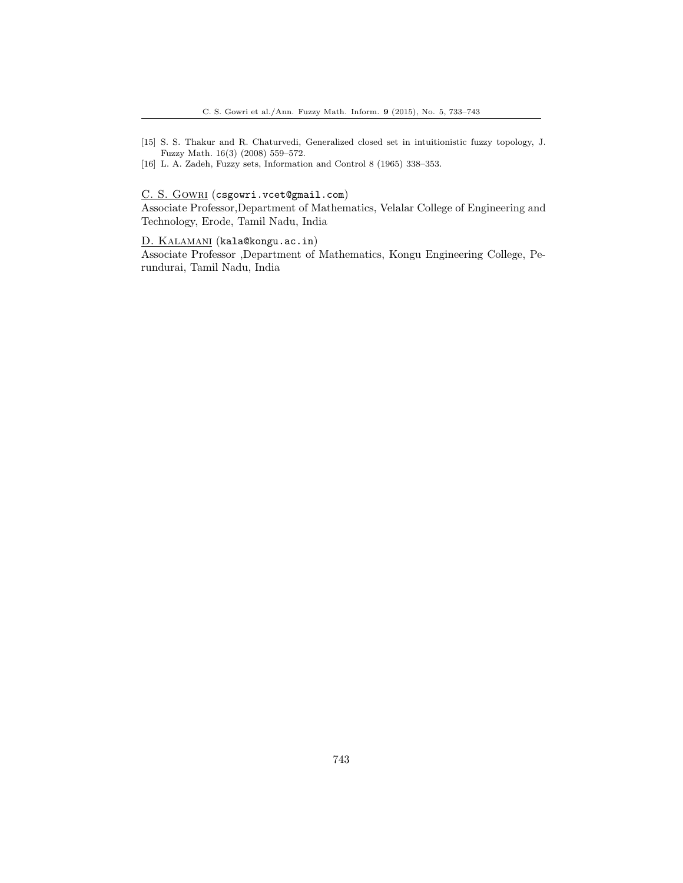[15] S. S. Thakur and R. Chaturvedi, Generalized closed set in intuitionistic fuzzy topology, J. Fuzzy Math. 16(3) (2008) 559–572.

[16] L. A. Zadeh, Fuzzy sets, Information and Control 8 (1965) 338–353.

C. S. Gowri (csgowri.vcet@gmail.com)
Associate Professor,Department of Mathematics, Velalar College of Engineering and Technology, Erode, Tamil Nadu, India

D. Kalamani (kala@kongu.ac.in)
Associate Professor ,Department of Mathematics, Kongu Engineering College, Perundurai, Tamil Nadu, India